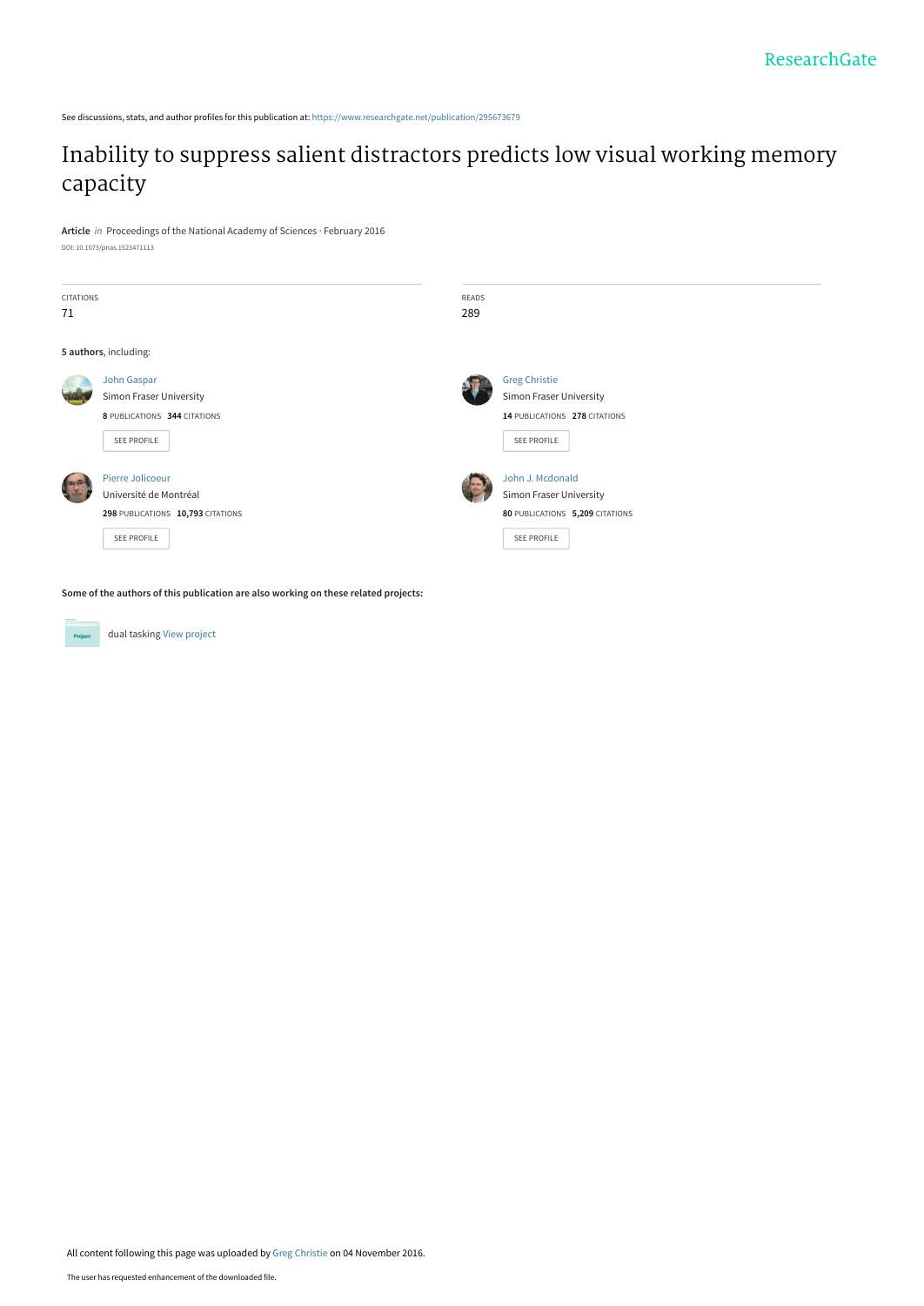ResearchGate

See discussions, stats, and author profiles for this publication at: https://www.researchgate.net/publication/295673679

# Inability to suppress salient distractors predicts low visual working memory capacity

**Article** *in* Proceedings of the National Academy of Sciences · February 2016

DOI: 10.1073/pnas.1523471113

| CITATIONS | READS |
|---|---|
| 71 | 289 |

**5 authors**, including:

**John Gaspar**
Simon Fraser University
**8** PUBLICATIONS **344** CITATIONS
SEE PROFILE

**Greg Christie**
Simon Fraser University
**14** PUBLICATIONS **278** CITATIONS
SEE PROFILE

**Pierre Jolicoeur**
Université de Montréal
**298** PUBLICATIONS **10,793** CITATIONS
SEE PROFILE

**John J. Mcdonald**
Simon Fraser University
**80** PUBLICATIONS **5,209** CITATIONS
SEE PROFILE

**Some of the authors of this publication are also working on these related projects:**

Project: dual tasking View project

All content following this page was uploaded by Greg Christie on 04 November 2016.

The user has requested enhancement of the downloaded file.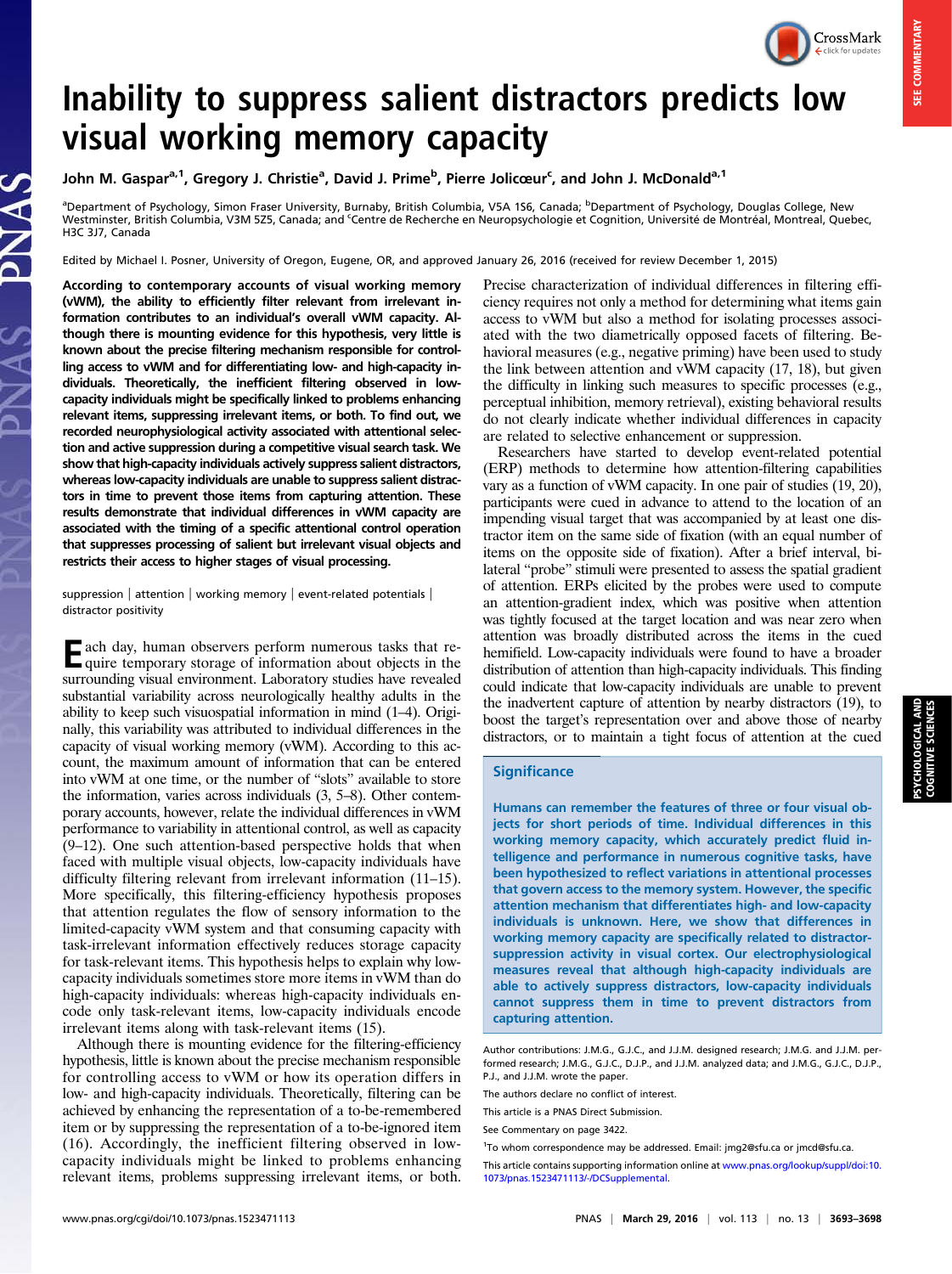# Inability to suppress salient distractors predicts low visual working memory capacity

John M. Gaspar[a,1], Gregory J. Christie[a], David J. Prime[b], Pierre Jolicœur[c], and John J. McDonald[a,1]

[a]Department of Psychology, Simon Fraser University, Burnaby, British Columbia, V5A 1S6, Canada; [b]Department of Psychology, Douglas College, New Westminster, British Columbia, V3M 5Z5, Canada; and [c]Centre de Recherche en Neuropsychologie et Cognition, Université de Montréal, Montreal, Quebec, H3C 3J7, Canada

Edited by Michael I. Posner, University of Oregon, Eugene, OR, and approved January 26, 2016 (received for review December 1, 2015)

**According to contemporary accounts of visual working memory (vWM), the ability to efficiently filter relevant from irrelevant information contributes to an individual's overall vWM capacity. Although there is mounting evidence for this hypothesis, very little is known about the precise filtering mechanism responsible for controlling access to vWM and for differentiating low- and high-capacity individuals. Theoretically, the inefficient filtering observed in low-capacity individuals might be specifically linked to problems enhancing relevant items, suppressing irrelevant items, or both. To find out, we recorded neurophysiological activity associated with attentional selection and active suppression during a competitive visual search task. We show that high-capacity individuals actively suppress salient distractors, whereas low-capacity individuals are unable to suppress salient distractors in time to prevent those items from capturing attention. These results demonstrate that individual differences in vWM capacity are associated with the timing of a specific attentional control operation that suppresses processing of salient but irrelevant visual objects and restricts their access to higher stages of visual processing.**

suppression | attention | working memory | event-related potentials | distractor positivity

Each day, human observers perform numerous tasks that require temporary storage of information about objects in the surrounding visual environment. Laboratory studies have revealed substantial variability across neurologically healthy adults in the ability to keep such visuospatial information in mind (1–4). Originally, this variability was attributed to individual differences in the capacity of visual working memory (vWM). According to this account, the maximum amount of information that can be entered into vWM at one time, or the number of "slots" available to store the information, varies across individuals (3, 5–8). Other contemporary accounts, however, relate the individual differences in vWM performance to variability in attentional control, as well as capacity (9–12). One such attention-based perspective holds that when faced with multiple visual objects, low-capacity individuals have difficulty filtering relevant from irrelevant information (11–15). More specifically, this filtering-efficiency hypothesis proposes that attention regulates the flow of sensory information to the limited-capacity vWM system and that consuming capacity with task-irrelevant information effectively reduces storage capacity for task-relevant items. This hypothesis helps to explain why low-capacity individuals sometimes store more items in vWM than do high-capacity individuals: whereas high-capacity individuals encode only task-relevant items, low-capacity individuals encode irrelevant items along with task-relevant items (15).

Although there is mounting evidence for the filtering-efficiency hypothesis, little is known about the precise mechanism responsible for controlling access to vWM or how its operation differs in low- and high-capacity individuals. Theoretically, filtering can be achieved by enhancing the representation of a to-be-remembered item or by suppressing the representation of a to-be-ignored item (16). Accordingly, the inefficient filtering observed in low-capacity individuals might be linked to problems enhancing relevant items, problems suppressing irrelevant items, or both. Precise characterization of individual differences in filtering efficiency requires not only a method for determining what items gain access to vWM but also a method for isolating processes associated with the two diametrically opposed facets of filtering. Behavioral measures (e.g., negative priming) have been used to study the link between attention and vWM capacity (17, 18), but given the difficulty in linking such measures to specific processes (e.g., perceptual inhibition, memory retrieval), existing behavioral results do not clearly indicate whether individual differences in capacity are related to selective enhancement or suppression.

Researchers have started to develop event-related potential (ERP) methods to determine how attention-filtering capabilities vary as a function of vWM capacity. In one pair of studies (19, 20), participants were cued in advance to attend to the location of an impending visual target that was accompanied by at least one distractor item on the same side of fixation (with an equal number of items on the opposite side of fixation). After a brief interval, bilateral "probe" stimuli were presented to assess the spatial gradient of attention. ERPs elicited by the probes were used to compute an attention-gradient index, which was positive when attention was tightly focused at the target location and was near zero when attention was broadly distributed across the items in the cued hemifield. Low-capacity individuals were found to have a broader distribution of attention than high-capacity individuals. This finding could indicate that low-capacity individuals are unable to prevent the inadvertent capture of attention by nearby distractors (19), to boost the target's representation over and above those of nearby distractors, or to maintain a tight focus of attention at the cued

## Significance

Humans can remember the features of three or four visual objects for short periods of time. Individual differences in this working memory capacity, which accurately predict fluid intelligence and performance in numerous cognitive tasks, have been hypothesized to reflect variations in attentional processes that govern access to the memory system. However, the specific attention mechanism that differentiates high- and low-capacity individuals is unknown. Here, we show that differences in working memory capacity are specifically related to distractor-suppression activity in visual cortex. Our electrophysiological measures reveal that although high-capacity individuals are able to actively suppress distractors, low-capacity individuals cannot suppress them in time to prevent distractors from capturing attention.

Author contributions: J.M.G., G.J.C., and J.J.M. designed research; J.M.G. and J.J.M. performed research; J.M.G., G.J.C., D.J.P., and J.J.M. analyzed data; and J.M.G., G.J.C., D.J.P., P.J., and J.J.M. wrote the paper.

The authors declare no conflict of interest.

This article is a PNAS Direct Submission.

See Commentary on page 3422.

[1]To whom correspondence may be addressed. Email: jmg2@sfu.ca or jmcd@sfu.ca.

This article contains supporting information online at www.pnas.org/lookup/suppl/doi:10.1073/pnas.1523471113/-/DCSupplemental.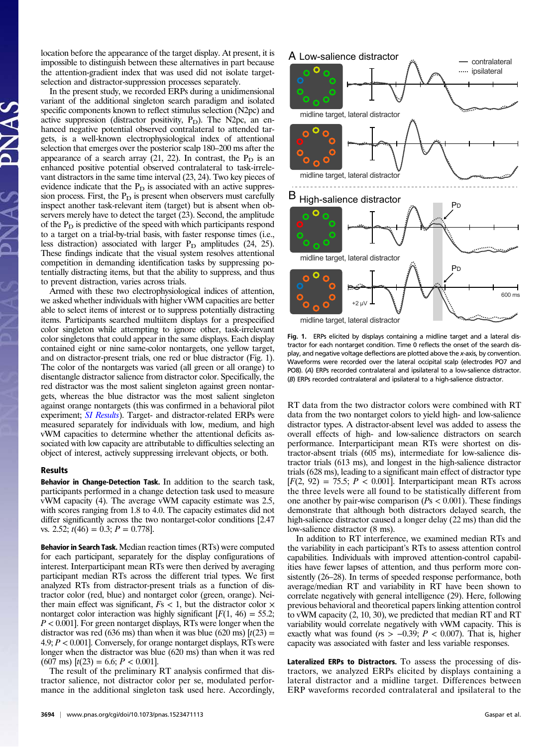location before the appearance of the target display. At present, it is impossible to distinguish between these alternatives in part because the attention-gradient index that was used did not isolate target-selection and distractor-suppression processes separately.

In the present study, we recorded ERPs during a unidimensional variant of the additional singleton search paradigm and isolated specific components known to reflect stimulus selection (N2pc) and active suppression (distractor positivity, $P_D$). The N2pc, an enhanced negative potential observed contralateral to attended targets, is a well-known electrophysiological index of attentional selection that emerges over the posterior scalp 180–200 ms after the appearance of a search array (21, 22). In contrast, the $P_D$ is an enhanced positive potential observed contralateral to task-irrelevant distractors in the same time interval (23, 24). Two key pieces of evidence indicate that the $P_D$ is associated with an active suppression process. First, the $P_D$ is present when observers must carefully inspect another task-relevant item (target) but is absent when observers merely have to detect the target (23). Second, the amplitude of the $P_D$ is predictive of the speed with which participants respond to a target on a trial-by-trial basis, with faster response times (i.e., less distraction) associated with larger $P_D$ amplitudes (24, 25). These findings indicate that the visual system resolves attentional competition in demanding identification tasks by suppressing potentially distracting items, but that the ability to suppress, and thus to prevent distraction, varies across trials.

Armed with these two electrophysiological indices of attention, we asked whether individuals with higher vWM capacities are better able to select items of interest or to suppress potentially distracting items. Participants searched multiitem displays for a prespecified color singleton while attempting to ignore other, task-irrelevant color singletons that could appear in the same displays. Each display contained eight or nine same-color nontargets, one yellow target, and on distractor-present trials, one red or blue distractor (Fig. 1). The color of the nontargets was varied (all green or all orange) to disentangle distractor salience from distractor color. Specifically, the red distractor was the most salient singleton against green nontargets, whereas the blue distractor was the most salient singleton against orange nontargets (this was confirmed in a behavioral pilot experiment; *SI Results*). Target- and distractor-related ERPs were measured separately for individuals with low, medium, and high vWM capacities to determine whether the attentional deficits associated with low capacity are attributable to difficulties selecting an object of interest, actively suppressing irrelevant objects, or both.

## Results

**Behavior in Change-Detection Task.** In addition to the search task, participants performed a change detection task used to measure vWM capacity (4). The average vWM capacity estimate was 2.5, with scores ranging from 1.8 to 4.0. The capacity estimates did not differ significantly across the two nontarget-color conditions [2.47 vs. 2.52; $t(46) = 0.3$; $P = 0.778$].

**Behavior in Search Task.** Median reaction times (RTs) were computed for each participant, separately for the display configurations of interest. Interparticipant mean RTs were then derived by averaging participant median RTs across the different trial types. We first analyzed RTs from distractor-present trials as a function of distractor color (red, blue) and nontarget color (green, orange). Neither main effect was significant, $Fs < 1$, but the distractor color × nontarget color interaction was highly significant [$F(1, 46) = 55.2$; $P < 0.001$]. For green nontarget displays, RTs were longer when the distractor was red (636 ms) than when it was blue (620 ms) [$t(23) = 4.9$; $P < 0.001$]. Conversely, for orange nontarget displays, RTs were longer when the distractor was blue (620 ms) than when it was red (607 ms) [$t(23) = 6.6$; $P < 0.001$].

The result of the preliminary RT analysis confirmed that distractor salience, not distractor color per se, modulated performance in the additional singleton task used here. Accordingly, RT data from the two distractor colors were combined with RT data from the two nontarget colors to yield high- and low-salience distractor types. A distractor-absent level was added to assess the overall effects of high- and low-salience distractors on search performance. Interparticipant mean RTs were shortest on distractor-absent trials (605 ms), intermediate for low-salience distractor trials (613 ms), and longest in the high-salience distractor trials (628 ms), leading to a significant main effect of distractor type [$F(2, 92) = 75.5$; $P < 0.001$]. Interparticipant mean RTs across the three levels were all found to be statistically different from one another by pair-wise comparison ($Ps < 0.001$). These findings demonstrate that although both distractors delayed search, the high-salience distractor caused a longer delay (22 ms) than did the low-salience distractor (8 ms).

In addition to RT interference, we examined median RTs and the variability in each participant's RTs to assess attention control capabilities. Individuals with improved attention-control capabilities have fewer lapses of attention, and thus perform more consistently (26–28). In terms of speeded response performance, both average/median RT and variability in RT have been shown to correlate negatively with general intelligence (29). Here, following previous behavioral and theoretical papers linking attention control to vWM capacity (2, 10, 30), we predicted that median RT and RT variability would correlate negatively with vWM capacity. This is exactly what was found ($rs > -0.39$; $P < 0.007$). That is, higher capacity was associated with faster and less variable responses.

Fig. 1. ERPs elicited by displays containing a midline target and a lateral distractor for each nontarget condition. Time 0 reflects the onset of the search display, and negative voltage deflections are plotted above the x-axis, by convention. Waveforms were recorded over the lateral occipital scalp (electrodes PO7 and PO8). (*A*) ERPs recorded contralateral and ipsilateral to a low-salience distractor. (*B*) ERPs recorded contralateral and ipsilateral to a high-salience distractor.

**Lateralized ERPs to Distractors.** To assess the processing of distractors, we analyzed ERPs elicited by displays containing a lateral distractor and a midline target. Differences between ERP waveforms recorded contralateral and ipsilateral to the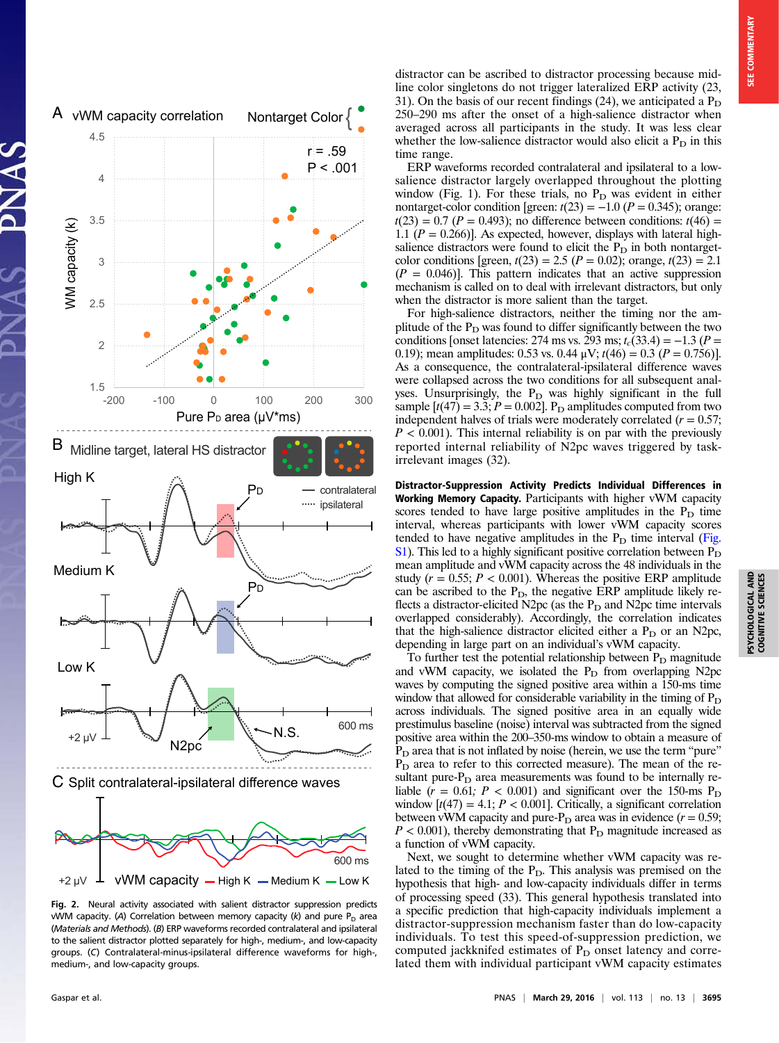distractor can be ascribed to distractor processing because midline color singletons do not trigger lateralized ERP activity (23, 31). On the basis of our recent findings (24), we anticipated a $P_D$ 250–290 ms after the onset of a high-salience distractor when averaged across all participants in the study. It was less clear whether the low-salience distractor would also elicit a $P_D$ in this time range.

ERP waveforms recorded contralateral and ipsilateral to a low-salience distractor largely overlapped throughout the plotting window (Fig. 1). For these trials, no $P_D$ was evident in either nontarget-color condition [green: $t(23) = -1.0$ ($P = 0.345$); orange: $t(23) = 0.7$ ($P = 0.493$); no difference between conditions: $t(46) = 1.1$ ($P = 0.266$)]. As expected, however, displays with lateral high-salience distractors were found to elicit the $P_D$ in both nontarget-color conditions [green, $t(23) = 2.5$ ($P = 0.02$); orange, $t(23) = 2.1$ ($P = 0.046$)]. This pattern indicates that an active suppression mechanism is called on to deal with irrelevant distractors, but only when the distractor is more salient than the target.

For high-salience distractors, neither the timing nor the amplitude of the $P_D$ was found to differ significantly between the two conditions [onset latencies: 274 ms vs. 293 ms; $t_c(33.4) = -1.3$ ($P = 0.19$); mean amplitudes: 0.53 vs. 0.44 μV; $t(46) = 0.3$ ($P = 0.756$)]. As a consequence, the contralateral-ipsilateral difference waves were collapsed across the two conditions for all subsequent analyses. Unsurprisingly, the $P_D$ was highly significant in the full sample [$t(47) = 3.3$; $P = 0.002$]. $P_D$ amplitudes computed from two independent halves of trials were moderately correlated ($r = 0.57$; $P < 0.001$). This internal reliability is on par with the previously reported internal reliability of N2pc waves triggered by task-irrelevant images (32).

**Distractor-Suppression Activity Predicts Individual Differences in Working Memory Capacity.** Participants with higher vWM capacity scores tended to have large positive amplitudes in the $P_D$ time interval, whereas participants with lower vWM capacity scores tended to have negative amplitudes in the $P_D$ time interval (Fig. S1). This led to a highly significant positive correlation between $P_D$ mean amplitude and vWM capacity across the 48 individuals in the study ($r = 0.55$; $P < 0.001$). Whereas the positive ERP amplitude can be ascribed to the $P_D$, the negative ERP amplitude likely reflects a distractor-elicited N2pc (as the $P_D$ and N2pc time intervals overlapped considerably). Accordingly, the correlation indicates that the high-salience distractor elicited either a $P_D$ or an N2pc, depending in large part on an individual's vWM capacity.

To further test the potential relationship between $P_D$ magnitude and vWM capacity, we isolated the $P_D$ from overlapping N2pc waves by computing the signed positive area within a 150-ms time window that allowed for considerable variability in the timing of $P_D$ across individuals. The signed positive area in an equally wide prestimulus baseline (noise) interval was subtracted from the signed positive area within the 200–350-ms window to obtain a measure of $P_D$ area that is not inflated by noise (herein, we use the term "pure" $P_D$ area to refer to this corrected measure). The mean of the resultant pure-$P_D$ area measurements was found to be internally reliable ($r = 0.61$; $P < 0.001$) and significant over the 150-ms $P_D$ window [$t(47) = 4.1$; $P < 0.001$]. Critically, a significant correlation between vWM capacity and pure-$P_D$ area was in evidence ($r = 0.59$; $P < 0.001$), thereby demonstrating that $P_D$ magnitude increased as a function of vWM capacity.

Next, we sought to determine whether vWM capacity was related to the timing of the $P_D$. This analysis was premised on the hypothesis that high- and low-capacity individuals differ in terms of processing speed (33). This general hypothesis translated into a specific prediction that high-capacity individuals implement a distractor-suppression mechanism faster than do low-capacity individuals. To test this speed-of-suppression prediction, we computed jackknifed estimates of $P_D$ onset latency and correlated them with individual participant vWM capacity estimates

**Fig. 2.** Neural activity associated with salient distractor suppression predicts vWM capacity. (*A*) Correlation between memory capacity (*k*) and pure $P_D$ area (*Materials and Methods*). (*B*) ERP waveforms recorded contralateral and ipsilateral to the salient distractor plotted separately for high-, medium-, and low-capacity groups. (*C*) Contralateral-minus-ipsilateral difference waveforms for high-, medium-, and low-capacity groups.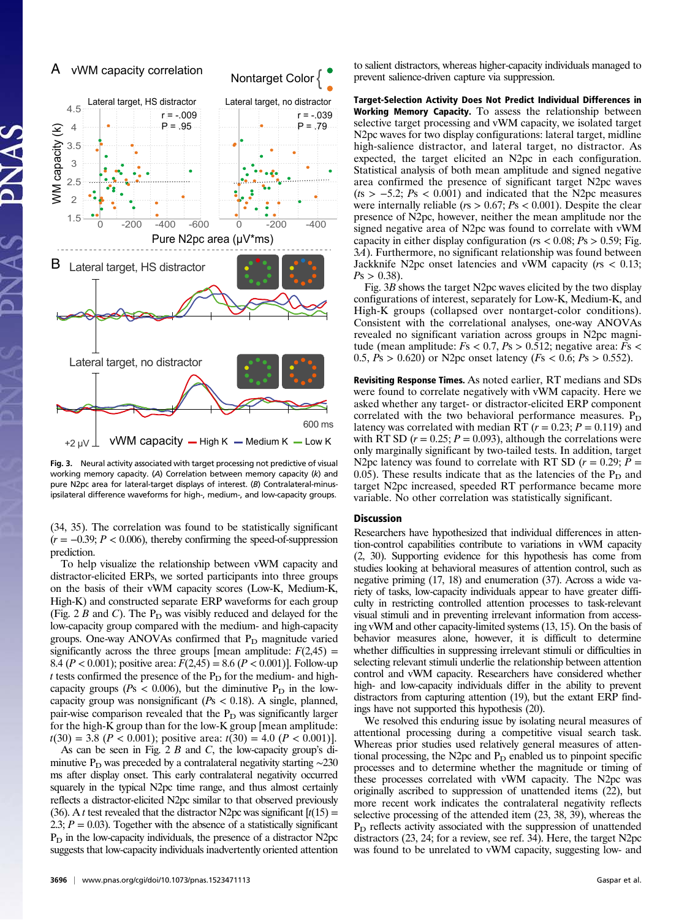**Fig. 3.** Neural activity associated with target processing not predictive of visual working memory capacity. (*A*) Correlation between memory capacity (*k*) and pure N2pc area for lateral-target displays of interest. (*B*) Contralateral-minus-ipsilateral difference waveforms for high-, medium-, and low-capacity groups.

(34, 35). The correlation was found to be statistically significant ($r = -0.39$; $P < 0.006$), thereby confirming the speed-of-suppression prediction.

To help visualize the relationship between vWM capacity and distractor-elicited ERPs, we sorted participants into three groups on the basis of their vWM capacity scores (Low-K, Medium-K, High-K) and constructed separate ERP waveforms for each group (Fig. 2 *B* and *C*). The $P_D$ was visibly reduced and delayed for the low-capacity group compared with the medium- and high-capacity groups. One-way ANOVAs confirmed that $P_D$ magnitude varied significantly across the three groups [mean amplitude: $F(2,45) = 8.4$ ($P < 0.001$); positive area: $F(2,45) = 8.6$ ($P < 0.001$)]. Follow-up *t* tests confirmed the presence of the $P_D$ for the medium- and high-capacity groups ($Ps < 0.006$), but the diminutive $P_D$ in the low-capacity group was nonsignificant ($Ps < 0.18$). A single, planned, pair-wise comparison revealed that the $P_D$ was significantly larger for the high-K group than for the low-K group [mean amplitude: $t(30) = 3.8$ ($P < 0.001$); positive area: $t(30) = 4.0$ ($P < 0.001$)].

As can be seen in Fig. 2 *B* and *C*, the low-capacity group's diminutive $P_D$ was preceded by a contralateral negativity starting ~230 ms after display onset. This early contralateral negativity occurred squarely in the typical N2pc time range, and thus almost certainly reflects a distractor-elicited N2pc similar to that observed previously (36). A *t* test revealed that the distractor N2pc was significant [$t(15) = 2.3$; $P = 0.03$). Together with the absence of a statistically significant $P_D$ in the low-capacity individuals, the presence of a distractor N2pc suggests that low-capacity individuals inadvertently oriented attention to salient distractors, whereas higher-capacity individuals managed to prevent salience-driven capture via suppression.

**Target-Selection Activity Does Not Predict Individual Differences in Working Memory Capacity.** To assess the relationship between selective target processing and vWM capacity, we isolated target N2pc waves for two display configurations: lateral target, midline high-salience distractor, and lateral target, no distractor. As expected, the target elicited an N2pc in each configuration. Statistical analysis of both mean amplitude and signed negative area confirmed the presence of significant target N2pc waves ($ts > -5.2$; $Ps < 0.001$) and indicated that the N2pc measures were internally reliable ($rs > 0.67$; $Ps < 0.001$). Despite the clear presence of N2pc, however, neither the mean amplitude nor the signed negative area of N2pc was found to correlate with vWM capacity in either display configuration ($rs < 0.08$; $Ps > 0.59$; Fig. 3*A*). Furthermore, no significant relationship was found between Jackknife N2pc onset latencies and vWM capacity ($rs < 0.13$; $Ps > 0.38$).

Fig. 3*B* shows the target N2pc waves elicited by the two display configurations of interest, separately for Low-K, Medium-K, and High-K groups (collapsed over nontarget-color conditions). Consistent with the correlational analyses, one-way ANOVAs revealed no significant variation across groups in N2pc magnitude (mean amplitude: $Fs < 0.7$, $Ps > 0.512$; negative area: $Fs < 0.5$, $Ps > 0.620$) or N2pc onset latency ($Fs < 0.6$; $Ps > 0.552$).

**Revisiting Response Times.** As noted earlier, RT medians and SDs were found to correlate negatively with vWM capacity. Here we asked whether any target- or distractor-elicited ERP component correlated with the two behavioral performance measures. $P_D$ latency was correlated with median RT ($r = 0.23$; $P = 0.119$) and with RT SD ($r = 0.25$; $P = 0.093$), although the correlations were only marginally significant by two-tailed tests. In addition, target N2pc latency was found to correlate with RT SD ($r = 0.29$; $P = 0.05$). These results indicate that as the latencies of the $P_D$ and target N2pc increased, speeded RT performance became more variable. No other correlation was statistically significant.

## Discussion

Researchers have hypothesized that individual differences in attention-control capabilities contribute to variations in vWM capacity (2, 30). Supporting evidence for this hypothesis has come from studies looking at behavioral measures of attention control, such as negative priming (17, 18) and enumeration (37). Across a wide variety of tasks, low-capacity individuals appear to have greater difficulty in restricting controlled attention processes to task-relevant visual stimuli and in preventing irrelevant information from accessing vWM and other capacity-limited systems (13, 15). On the basis of behavior measures alone, however, it is difficult to determine whether difficulties in suppressing irrelevant stimuli or difficulties in selecting relevant stimuli underlie the relationship between attention control and vWM capacity. Researchers have considered whether high- and low-capacity individuals differ in the ability to prevent distractors from capturing attention (19), but the extant ERP findings have not supported this hypothesis (20).

We resolved this enduring issue by isolating neural measures of attentional processing during a competitive visual search task. Whereas prior studies used relatively general measures of attentional processing, the N2pc and $P_D$ enabled us to pinpoint specific processes and to determine whether the magnitude or timing of these processes correlated with vWM capacity. The N2pc was originally ascribed to suppression of unattended items (22), but more recent work indicates the contralateral negativity reflects selective processing of the attended item (23, 38, 39), whereas the $P_D$ reflects activity associated with the suppression of unattended distractors (23, 24; for a review, see ref. 34). Here, the target N2pc was found to be unrelated to vWM capacity, suggesting low- and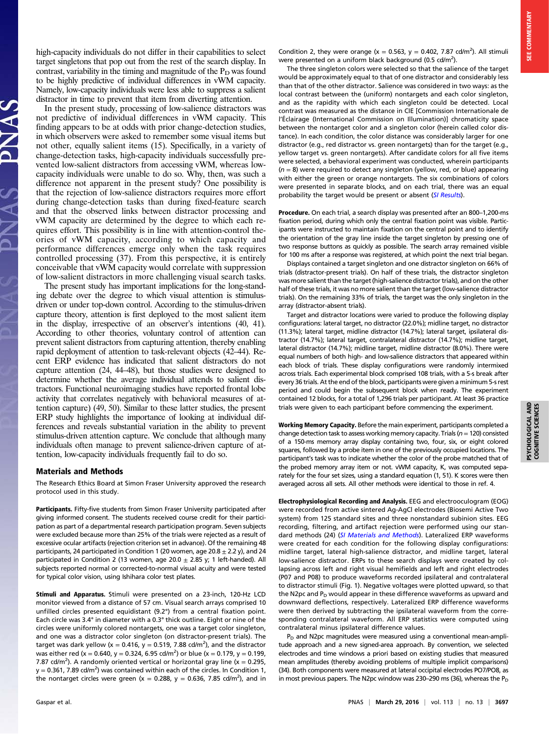high-capacity individuals do not differ in their capabilities to select target singletons that pop out from the rest of the search display. In contrast, variability in the timing and magnitude of the $P_D$ was found to be highly predictive of individual differences in vWM capacity. Namely, low-capacity individuals were less able to suppress a salient distractor in time to prevent that item from diverting attention.

In the present study, processing of low-salience distractors was not predictive of individual differences in vWM capacity. This finding appears to be at odds with prior change-detection studies, in which observers were asked to remember some visual items but not other, equally salient items (15). Specifically, in a variety of change-detection tasks, high-capacity individuals successfully prevented low-salient distractors from accessing vWM, whereas low-capacity individuals were unable to do so. Why, then, was such a difference not apparent in the present study? One possibility is that the rejection of low-salience distractors requires more effort during change-detection tasks than during fixed-feature search and that the observed links between distractor processing and vWM capacity are determined by the degree to which each requires effort. This possibility is in line with attention-control theories of vWM capacity, according to which capacity and performance differences emerge only when the task requires controlled processing (37). From this perspective, it is entirely conceivable that vWM capacity would correlate with suppression of low-salient distractors in more challenging visual search tasks.

The present study has important implications for the long-standing debate over the degree to which visual attention is stimulus-driven or under top-down control. According to the stimulus-driven capture theory, attention is first deployed to the most salient item in the display, irrespective of an observer's intentions (40, 41). According to other theories, voluntary control of attention can prevent salient distractors from capturing attention, thereby enabling rapid deployment of attention to task-relevant objects (42–44). Recent ERP evidence has indicated that salient distractors do not capture attention (24, 44–48), but those studies were designed to determine whether the average individual attends to salient distractors. Functional neuroimaging studies have reported frontal lobe activity that correlates negatively with behavioral measures of attention capture) (49, 50). Similar to these latter studies, the present ERP study highlights the importance of looking at individual differences and reveals substantial variation in the ability to prevent stimulus-driven attention capture. We conclude that although many individuals often manage to prevent salience-driven capture of attention, low-capacity individuals frequently fail to do so.

## Materials and Methods

The Research Ethics Board at Simon Fraser University approved the research protocol used in this study.

**Participants.** Fifty-five students from Simon Fraser University participated after giving informed consent. The students received course credit for their participation as part of a departmental research participation program. Seven subjects were excluded because more than 25% of the trials were rejected as a result of excessive ocular artifacts (rejection criterion set in advance). Of the remaining 48 participants, 24 participated in Condition 1 (20 women, age 20.8 ± 2.2 y), and 24 participated in Condition 2 (13 women, age 20.0 ± 2.85 y; 1 left-handed). All subjects reported normal or corrected-to-normal visual acuity and were tested for typical color vision, using Ishihara color test plates.

**Stimuli and Apparatus.** Stimuli were presented on a 23-inch, 120-Hz LCD monitor viewed from a distance of 57 cm. Visual search arrays comprised 10 unfilled circles presented equidistant (9.2°) from a central fixation point. Each circle was 3.4° in diameter with a 0.3° thick outline. Eight or nine of the circles were uniformly colored nontargets, one was a target color singleton, and one was a distractor color singleton (on distractor-present trials). The target was dark yellow (x = 0.416, y = 0.519, 7.88 cd/m²), and the distractor was either red (x = 0.640, y = 0.324, 6.95 cd/m²) or blue (x = 0.179, y = 0.199, 7.87 cd/m²). A randomly oriented vertical or horizontal gray line (x = 0.295, y = 0.361, 7.89 cd/m²) was contained within each of the circles. In Condition 1, the nontarget circles were green (x = 0.288, y = 0.636, 7.85 cd/m²), and in Condition 2, they were orange (x = 0.563, y = 0.402, 7.87 cd/m²). All stimuli were presented on a uniform black background (0.5 cd/m²).

The three singleton colors were selected so that the salience of the target would be approximately equal to that of one distractor and considerably less than that of the other distractor. Salience was considered in two ways: as the local contrast between the (uniform) nontargets and each color singleton, and as the rapidity with which each singleton could be detected. Local contrast was measured as the distance in CIE [Commission Internationale de l'Éclairage (International Commission on Illumination)] chromaticity space between the nontarget color and a singleton color (herein called color distance). In each condition, the color distance was considerably larger for one distractor (e.g., red distractor vs. green nontargets) than for the target (e.g., yellow target vs. green nontargets). After candidate colors for all five items were selected, a behavioral experiment was conducted, wherein participants (n = 8) were required to detect any singleton (yellow, red, or blue) appearing with either the green or orange nontargets. The six combinations of colors were presented in separate blocks, and on each trial, there was an equal probability the target would be present or absent (*SI Results*).

**Procedure.** On each trial, a search display was presented after an 800–1,200-ms fixation period, during which only the central fixation point was visible. Participants were instructed to maintain fixation on the central point and to identify the orientation of the gray line inside the target singleton by pressing one of two response buttons as quickly as possible. The search array remained visible for 100 ms after a response was registered, at which point the next trial began.

Displays contained a target singleton and one distractor singleton on 66% of trials (distractor-present trials). On half of these trials, the distractor singleton was more salient than the target (high-salience distractor trials), and on the other half of these trials, it was no more salient than the target (low-salience distractor trials). On the remaining 33% of trials, the target was the only singleton in the array (distractor-absent trials).

Target and distractor locations were varied to produce the following display configurations: lateral target, no distractor (22.0%); midline target, no distractor (11.3%); lateral target, midline distractor (14.7%); lateral target, ipsilateral distractor (14.7%); lateral target, contralateral distractor (14.7%); midline target, lateral distractor (14.7%); midline target, midline distractor (8.0%). There were equal numbers of both high- and low-salience distractors that appeared within each block of trials. These display configurations were randomly intermixed across trials. Each experimental block comprised 108 trials, with a 5-s break after every 36 trials. At the end of the block, participants were given a minimum 5-s rest period and could begin the subsequent block when ready. The experiment contained 12 blocks, for a total of 1,296 trials per participant. At least 36 practice trials were given to each participant before commencing the experiment.

**Working Memory Capacity.** Before the main experiment, participants completed a change detection task to assess working memory capacity. Trials (n = 120) consisted of a 150-ms memory array display containing two, four, six, or eight colored squares, followed by a probe item in one of the previously occupied locations. The participant's task was to indicate whether the color of the probe matched that of the probed memory array item or not. vWM capacity, K, was computed separately for the four set sizes, using a standard equation (1, 51). K scores were then averaged across all sets. All other methods were identical to those in ref. 4.

**Electrophysiological Recording and Analysis.** EEG and electrooculogram (EOG) were recorded from active sintered Ag-AgCl electrodes (Biosemi Active Two system) from 125 standard sites and three nonstandard subinion sites. EEG recording, filtering, and artifact rejection were performed using our standard methods (24) (*SI Materials and Methods*). Lateralized ERP waveforms were created for each condition for the following display configurations: midline target, lateral high-salience distractor, and midline target, lateral low-salience distractor. ERPs to these search displays were created by collapsing across left and right visual hemifields and left and right electrodes (P07 and P08) to produce waveforms recorded ipsilateral and contralateral to distractor stimuli (Fig. 1). Negative voltages were plotted upward, so that the N2pc and $P_D$ would appear in these difference waveforms as upward and downward deflections, respectively. Lateralized ERP difference waveforms were then derived by subtracting the ipsilateral waveform from the corresponding contralateral waveform. All ERP statistics were computed using contralateral minus ipsilateral difference values.

$P_D$ and N2pc magnitudes were measured using a conventional mean-amplitude approach and a new signed-area approach. By convention, we selected electrodes and time windows a priori based on existing studies that measured mean amplitudes (thereby avoiding problems of multiple implicit comparisons) (34). Both components were measured at lateral occipital electrodes PO7/PO8, as in most previous papers. The N2pc window was 230–290 ms (36), whereas the $P_D$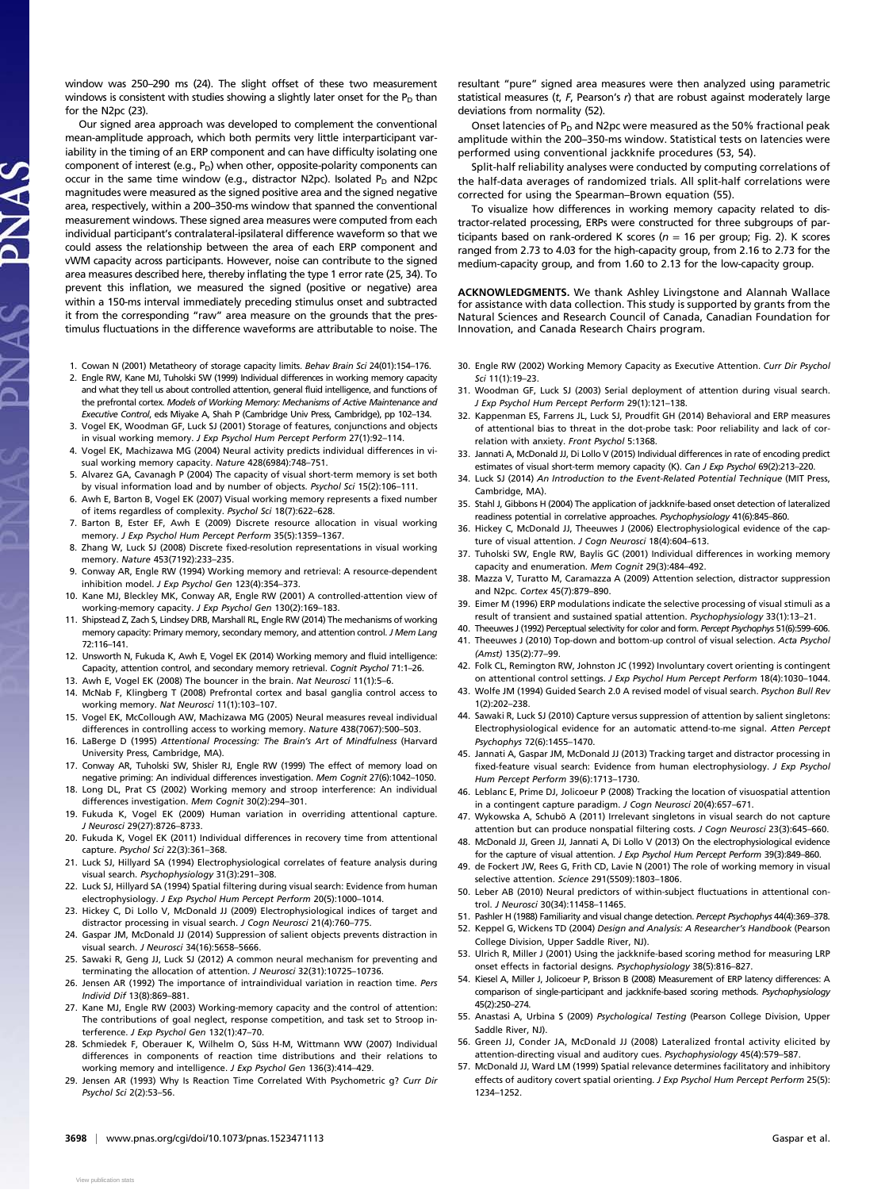window was 250–290 ms (24). The slight offset of these two measurement windows is consistent with studies showing a slightly later onset for the $P_D$ than for the N2pc (23).

Our signed area approach was developed to complement the conventional mean-amplitude approach, which both permits very little interparticipant variability in the timing of an ERP component and can have difficulty isolating one component of interest (e.g., $P_D$) when other, opposite-polarity components can occur in the same time window (e.g., distractor N2pc). Isolated $P_D$ and N2pc magnitudes were measured as the signed positive area and the signed negative area, respectively, within a 200–350-ms window that spanned the conventional measurement windows. These signed area measures were computed from each individual participant's contralateral-ipsilateral difference waveform so that we could assess the relationship between the area of each ERP component and vWM capacity across participants. However, noise can contribute to the signed area measures described here, thereby inflating the type 1 error rate (25, 34). To prevent this inflation, we measured the signed (positive or negative) area within a 150-ms interval immediately preceding stimulus onset and subtracted it from the corresponding "raw" area measure on the grounds that the prestimulus fluctuations in the difference waveforms are attributable to noise. The resultant "pure" signed area measures were then analyzed using parametric statistical measures ($t$, $F$, Pearson's $r$) that are robust against moderately large deviations from normality (52).

Onset latencies of $P_D$ and N2pc were measured as the 50% fractional peak amplitude within the 200–350-ms window. Statistical tests on latencies were performed using conventional jackknife procedures (53, 54).

Split-half reliability analyses were conducted by computing correlations of the half-data averages of randomized trials. All split-half correlations were corrected for using the Spearman–Brown equation (55).

To visualize how differences in working memory capacity related to distractor-related processing, ERPs were constructed for three subgroups of participants based on rank-ordered K scores ($n$ = 16 per group; Fig. 2). K scores ranged from 2.73 to 4.03 for the high-capacity group, from 2.16 to 2.73 for the medium-capacity group, and from 1.60 to 2.13 for the low-capacity group.

**ACKNOWLEDGMENTS.** We thank Ashley Livingstone and Alannah Wallace for assistance with data collection. This study is supported by grants from the Natural Sciences and Research Council of Canada, Canadian Foundation for Innovation, and Canada Research Chairs program.

1. Cowan N (2001) Metatheory of storage capacity limits. *Behav Brain Sci* 24(01):154–176.
2. Engle RW, Kane MJ, Tuholski SW (1999) Individual differences in working memory capacity and what they tell us about controlled attention, general fluid intelligence, and functions of the prefrontal cortex. *Models of Working Memory: Mechanisms of Active Maintenance and Executive Control*, eds Miyake A, Shah P (Cambridge Univ Press, Cambridge), pp 102–134.
3. Vogel EK, Woodman GF, Luck SJ (2001) Storage of features, conjunctions and objects in visual working memory. *J Exp Psychol Hum Percept Perform* 27(1):92–114.
4. Vogel EK, Machizawa MG (2004) Neural activity predicts individual differences in visual working memory capacity. *Nature* 428(6984):748–751.
5. Alvarez GA, Cavanagh P (2004) The capacity of visual short-term memory is set both by visual information load and by number of objects. *Psychol Sci* 15(2):106–111.
6. Awh E, Barton B, Vogel EK (2007) Visual working memory represents a fixed number of items regardless of complexity. *Psychol Sci* 18(7):622–628.
7. Barton B, Ester EF, Awh E (2009) Discrete resource allocation in visual working memory. *J Exp Psychol Hum Percept Perform* 35(5):1359–1367.
8. Zhang W, Luck SJ (2008) Discrete fixed-resolution representations in visual working memory. *Nature* 453(7192):233–235.
9. Conway AR, Engle RW (1994) Working memory and retrieval: A resource-dependent inhibition model. *J Exp Psychol Gen* 123(4):354–373.
10. Kane MJ, Bleckley MK, Conway AR, Engle RW (2001) A controlled-attention view of working-memory capacity. *J Exp Psychol Gen* 130(2):169–183.
11. Shipstead Z, Zach S, Lindsey DRB, Marshall RL, Engle RW (2014) The mechanisms of working memory capacity: Primary memory, secondary memory, and attention control. *J Mem Lang* 72:116–141.
12. Unsworth N, Fukuda K, Awh E, Vogel EK (2014) Working memory and fluid intelligence: Capacity, attention control, and secondary memory retrieval. *Cognit Psychol* 71:1–26.
13. Awh E, Vogel EK (2008) The bouncer in the brain. *Nat Neurosci* 11(1):5–6.
14. McNab F, Klingberg T (2008) Prefrontal cortex and basal ganglia control access to working memory. *Nat Neurosci* 11(1):103–107.
15. Vogel EK, McCollough AW, Machizawa MG (2005) Neural measures reveal individual differences in controlling access to working memory. *Nature* 438(7067):500–503.
16. LaBerge D (1995) *Attentional Processing: The Brain's Art of Mindfulness* (Harvard University Press, Cambridge, MA).
17. Conway AR, Tuholski SW, Shisler RJ, Engle RW (1999) The effect of memory load on negative priming: An individual differences investigation. *Mem Cognit* 27(6):1042–1050.
18. Long DL, Prat CS (2002) Working memory and stroop interference: An individual differences investigation. *Mem Cognit* 30(2):294–301.
19. Fukuda K, Vogel EK (2009) Human variation in overriding attentional capture. *J Neurosci* 29(27):8726–8733.
20. Fukuda K, Vogel EK (2011) Individual differences in recovery time from attentional capture. *Psychol Sci* 22(3):361–368.
21. Luck SJ, Hillyard SA (1994) Electrophysiological correlates of feature analysis during visual search. *Psychophysiology* 31(3):291–308.
22. Luck SJ, Hillyard SA (1994) Spatial filtering during visual search: Evidence from human electrophysiology. *J Exp Psychol Hum Percept Perform* 20(5):1000–1014.
23. Hickey C, Di Lollo V, McDonald JJ (2009) Electrophysiological indices of target and distractor processing in visual search. *J Cogn Neurosci* 21(4):760–775.
24. Gaspar JM, McDonald JJ (2014) Suppression of salient objects prevents distraction in visual search. *J Neurosci* 34(16):5658–5666.
25. Sawaki R, Geng JJ, Luck SJ (2012) A common neural mechanism for preventing and terminating the allocation of attention. *J Neurosci* 32(31):10725–10736.
26. Jensen AR (1992) The importance of intraindividual variation in reaction time. *Pers Individ Dif* 13(8):869–881.
27. Kane MJ, Engle RW (2003) Working-memory capacity and the control of attention: The contributions of goal neglect, response competition, and task set to Stroop interference. *J Exp Psychol Gen* 132(1):47–70.
28. Schmiedek F, Oberauer K, Wilhelm O, Süss H-M, Wittmann WW (2007) Individual differences in components of reaction time distributions and their relations to working memory and intelligence. *J Exp Psychol Gen* 136(3):414–429.
29. Jensen AR (1993) Why Is Reaction Time Correlated With Psychometric g? *Curr Dir Psychol Sci* 2(2):53–56.
30. Engle RW (2002) Working Memory Capacity as Executive Attention. *Curr Dir Psychol Sci* 11(1):19–23.
31. Woodman GF, Luck SJ (2003) Serial deployment of attention during visual search. *J Exp Psychol Hum Percept Perform* 29(1):121–138.
32. Kappenman ES, Farrens JL, Luck SJ, Proudfit GH (2014) Behavioral and ERP measures of attentional bias to threat in the dot-probe task: Poor reliability and lack of correlation with anxiety. *Front Psychol* 5:1368.
33. Jannati A, McDonald JJ, Di Lollo V (2015) Individual differences in rate of encoding predict estimates of visual short-term memory capacity (K). *Can J Exp Psychol* 69(2):213–220.
34. Luck SJ (2014) *An Introduction to the Event-Related Potential Technique* (MIT Press, Cambridge, MA).
35. Stahl J, Gibbons H (2004) The application of jackknife-based onset detection of lateralized readiness potential in correlative approaches. *Psychophysiology* 41(6):845–860.
36. Hickey C, McDonald JJ, Theeuwes J (2006) Electrophysiological evidence of the capture of visual attention. *J Cogn Neurosci* 18(4):604–613.
37. Tuholski SW, Engle RW, Baylis GC (2001) Individual differences in working memory capacity and enumeration. *Mem Cognit* 29(3):484–492.
38. Mazza V, Turatto M, Caramazza A (2009) Attention selection, distractor suppression and N2pc. *Cortex* 45(7):879–890.
39. Eimer M (1996) ERP modulations indicate the selective processing of visual stimuli as a result of transient and sustained spatial attention. *Psychophysiology* 33(1):13–21.
40. Theeuwes J (1992) Perceptual selectivity for color and form. *Percept Psychophys* 51(6):599–606.
41. Theeuwes J (2010) Top-down and bottom-up control of visual selection. *Acta Psychol (Amst)* 135(2):77–99.
42. Folk CL, Remington RW, Johnston JC (1992) Involuntary covert orienting is contingent on attentional control settings. *J Exp Psychol Hum Percept Perform* 18(4):1030–1044.
43. Wolfe JM (1994) Guided Search 2.0 A revised model of visual search. *Psychon Bull Rev* 1(2):202–238.
44. Sawaki R, Luck SJ (2010) Capture versus suppression of attention by salient singletons: Electrophysiological evidence for an automatic attend-to-me signal. *Atten Percept Psychophys* 72(6):1455–1470.
45. Jannati A, Gaspar JM, McDonald JJ (2013) Tracking target and distractor processing in fixed-feature visual search: Evidence from human electrophysiology. *J Exp Psychol Hum Percept Perform* 39(6):1713–1730.
46. Leblanc E, Prime DJ, Jolicoeur P (2008) Tracking the location of visuospatial attention in a contingent capture paradigm. *J Cogn Neurosci* 20(4):657–671.
47. Wykowska A, Schubö A (2011) Irrelevant singletons in visual search do not capture attention but can produce nonspatial filtering costs. *J Cogn Neurosci* 23(3):645–660.
48. McDonald JJ, Green JJ, Jannati A, Di Lollo V (2013) On the electrophysiological evidence for the capture of visual attention. *J Exp Psychol Hum Percept Perform* 39(3):849–860.
49. de Fockert JW, Rees G, Frith CD, Lavie N (2001) The role of working memory in visual selective attention. *Science* 291(5509):1803–1806.
50. Leber AB (2010) Neural predictors of within-subject fluctuations in attentional control. *J Neurosci* 30(34):11458–11465.
51. Pashler H (1988) Familiarity and visual change detection. *Percept Psychophys* 44(4):369–378.
52. Keppel G, Wickens TD (2004) *Design and Analysis: A Researcher's Handbook* (Pearson College Division, Upper Saddle River, NJ).
53. Ulrich R, Miller J (2001) Using the jackknife-based scoring method for measuring LRP onset effects in factorial designs. *Psychophysiology* 38(5):816–827.
54. Kiesel A, Miller J, Jolicoeur P, Brisson B (2008) Measurement of ERP latency differences: A comparison of single-participant and jackknife-based scoring methods. *Psychophysiology* 45(2):250–274.
55. Anastasi A, Urbina S (2009) *Psychological Testing* (Pearson College Division, Upper Saddle River, NJ).
56. Green JJ, Conder JA, McDonald JJ (2008) Lateralized frontal activity elicited by attention-directing visual and auditory cues. *Psychophysiology* 45(4):579–587.
57. McDonald JJ, Ward LM (1999) Spatial relevance determines facilitatory and inhibitory effects of auditory covert spatial orienting. *J Exp Psychol Hum Percept Perform* 25(5):1234–1252.